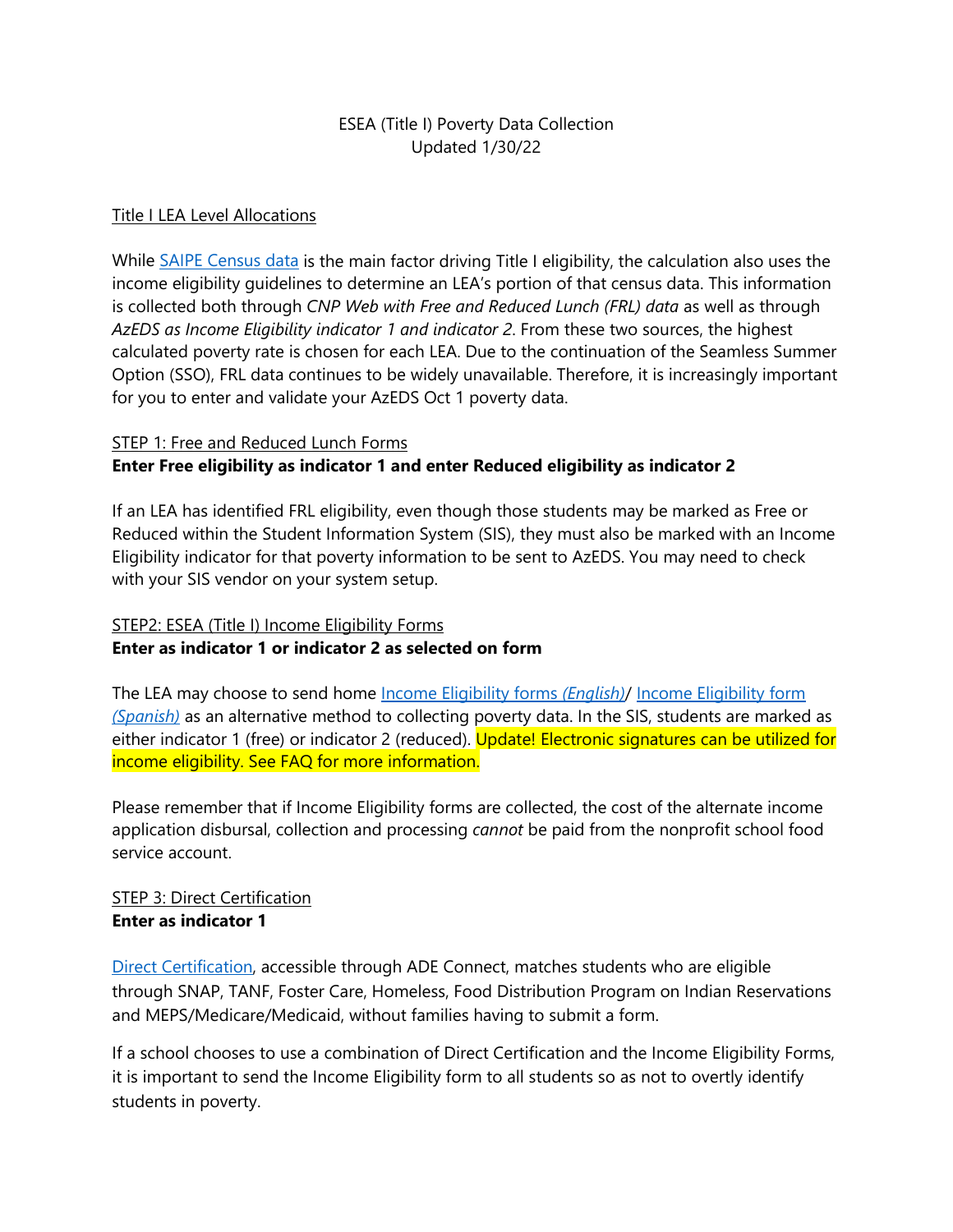ESEA (Title I) Poverty Data Collection
Updated 1/30/22

## Title I LEA Level Allocations

While SAIPE Census data is the main factor driving Title I eligibility, the calculation also uses the income eligibility guidelines to determine an LEA's portion of that census data. This information is collected both through *CNP Web with Free and Reduced Lunch (FRL) data* as well as through *AzEDS as Income Eligibility indicator 1 and indicator 2*. From these two sources, the highest calculated poverty rate is chosen for each LEA. Due to the continuation of the Seamless Summer Option (SSO), FRL data continues to be widely unavailable. Therefore, it is increasingly important for you to enter and validate your AzEDS Oct 1 poverty data.

## STEP 1: Free and Reduced Lunch Forms

**Enter Free eligibility as indicator 1 and enter Reduced eligibility as indicator 2**

If an LEA has identified FRL eligibility, even though those students may be marked as Free or Reduced within the Student Information System (SIS), they must also be marked with an Income Eligibility indicator for that poverty information to be sent to AzEDS. You may need to check with your SIS vendor on your system setup.

## STEP2: ESEA (Title I) Income Eligibility Forms

**Enter as indicator 1 or indicator 2 as selected on form**

The LEA may choose to send home Income Eligibility forms *(English)*/ Income Eligibility form *(Spanish)* as an alternative method to collecting poverty data. In the SIS, students are marked as either indicator 1 (free) or indicator 2 (reduced). Update! Electronic signatures can be utilized for income eligibility. See FAQ for more information.

Please remember that if Income Eligibility forms are collected, the cost of the alternate income application disbursal, collection and processing *cannot* be paid from the nonprofit school food service account.

## STEP 3: Direct Certification

**Enter as indicator 1**

Direct Certification, accessible through ADE Connect, matches students who are eligible through SNAP, TANF, Foster Care, Homeless, Food Distribution Program on Indian Reservations and MEPS/Medicare/Medicaid, without families having to submit a form.

If a school chooses to use a combination of Direct Certification and the Income Eligibility Forms, it is important to send the Income Eligibility form to all students so as not to overtly identify students in poverty.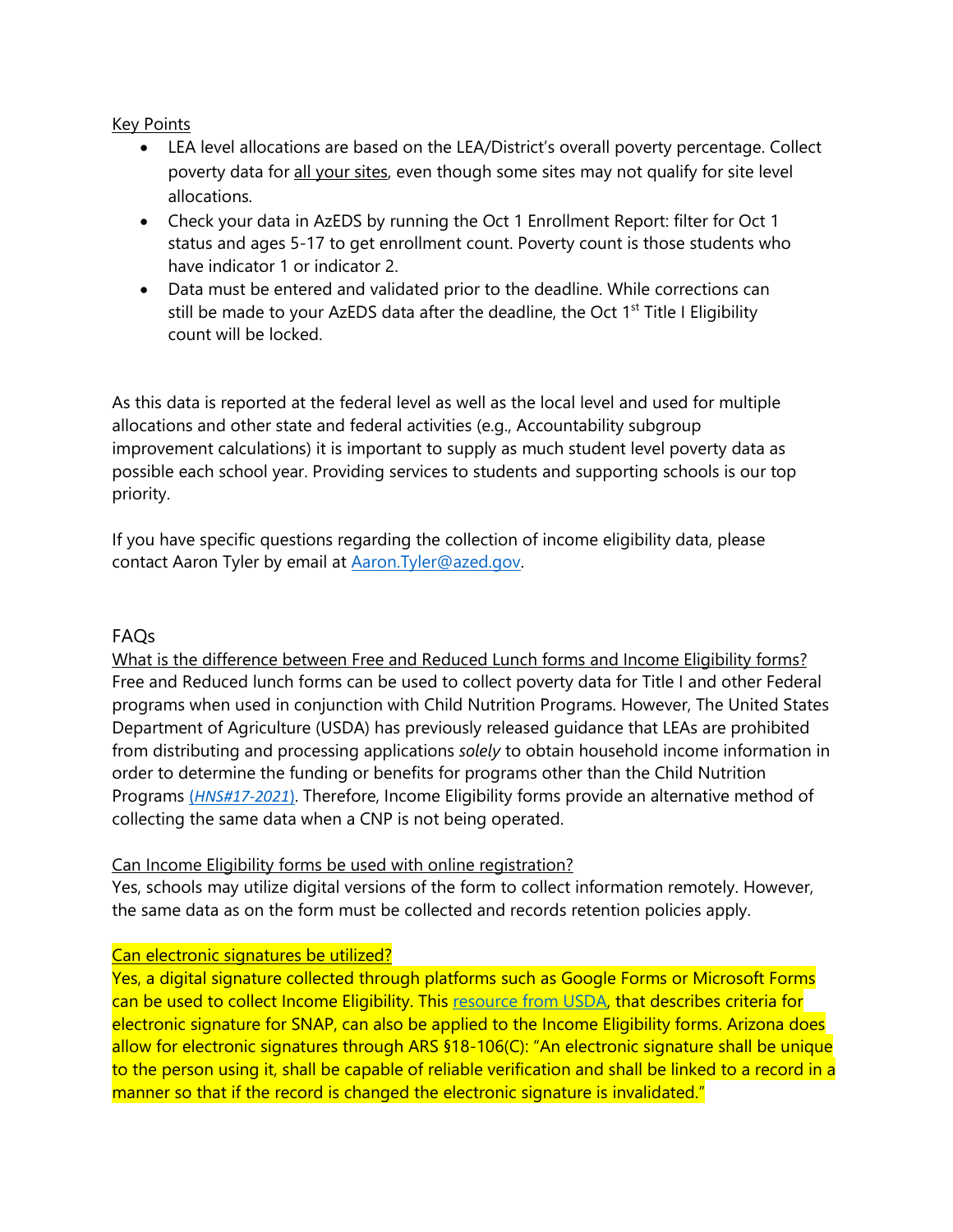Key Points

- LEA level allocations are based on the LEA/District's overall poverty percentage. Collect poverty data for all your sites, even though some sites may not qualify for site level allocations.
- Check your data in AzEDS by running the Oct 1 Enrollment Report: filter for Oct 1 status and ages 5-17 to get enrollment count. Poverty count is those students who have indicator 1 or indicator 2.
- Data must be entered and validated prior to the deadline. While corrections can still be made to your AzEDS data after the deadline, the Oct 1st Title I Eligibility count will be locked.

As this data is reported at the federal level as well as the local level and used for multiple allocations and other state and federal activities (e.g., Accountability subgroup improvement calculations) it is important to supply as much student level poverty data as possible each school year. Providing services to students and supporting schools is our top priority.

If you have specific questions regarding the collection of income eligibility data, please contact Aaron Tyler by email at Aaron.Tyler@azed.gov.

## FAQs

What is the difference between Free and Reduced Lunch forms and Income Eligibility forms?

Free and Reduced lunch forms can be used to collect poverty data for Title I and other Federal programs when used in conjunction with Child Nutrition Programs. However, The United States Department of Agriculture (USDA) has previously released guidance that LEAs are prohibited from distributing and processing applications *solely* to obtain household income information in order to determine the funding or benefits for programs other than the Child Nutrition Programs (*HNS#17-2021*). Therefore, Income Eligibility forms provide an alternative method of collecting the same data when a CNP is not being operated.

Can Income Eligibility forms be used with online registration?

Yes, schools may utilize digital versions of the form to collect information remotely. However, the same data as on the form must be collected and records retention policies apply.

Can electronic signatures be utilized?

Yes, a digital signature collected through platforms such as Google Forms or Microsoft Forms can be used to collect Income Eligibility. This resource from USDA, that describes criteria for electronic signature for SNAP, can also be applied to the Income Eligibility forms. Arizona does allow for electronic signatures through ARS §18-106(C): "An electronic signature shall be unique to the person using it, shall be capable of reliable verification and shall be linked to a record in a manner so that if the record is changed the electronic signature is invalidated."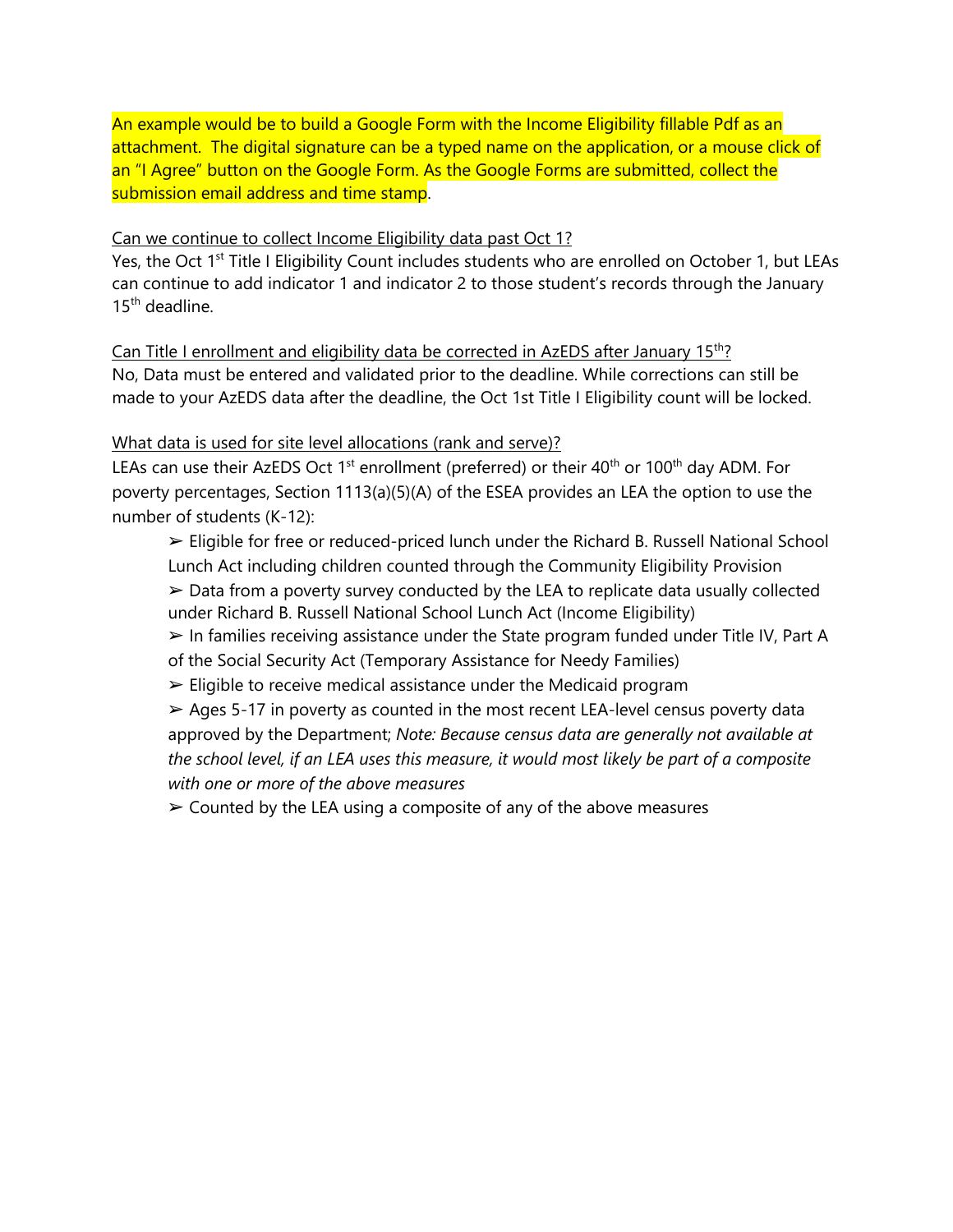An example would be to build a Google Form with the Income Eligibility fillable Pdf as an attachment. The digital signature can be a typed name on the application, or a mouse click of an "I Agree" button on the Google Form. As the Google Forms are submitted, collect the submission email address and time stamp.

<u>Can we continue to collect Income Eligibility data past Oct 1?</u>

Yes, the Oct 1st Title I Eligibility Count includes students who are enrolled on October 1, but LEAs can continue to add indicator 1 and indicator 2 to those student's records through the January 15th deadline.

<u>Can Title I enrollment and eligibility data be corrected in AzEDS after January 15th?</u>

No, Data must be entered and validated prior to the deadline. While corrections can still be made to your AzEDS data after the deadline, the Oct 1st Title I Eligibility count will be locked.

<u>What data is used for site level allocations (rank and serve)?</u>

LEAs can use their AzEDS Oct 1st enrollment (preferred) or their 40th or 100th day ADM. For poverty percentages, Section 1113(a)(5)(A) of the ESEA provides an LEA the option to use the number of students (K-12):

- ➢ Eligible for free or reduced-priced lunch under the Richard B. Russell National School Lunch Act including children counted through the Community Eligibility Provision
- ➢ Data from a poverty survey conducted by the LEA to replicate data usually collected under Richard B. Russell National School Lunch Act (Income Eligibility)
- ➢ In families receiving assistance under the State program funded under Title IV, Part A of the Social Security Act (Temporary Assistance for Needy Families)
- ➢ Eligible to receive medical assistance under the Medicaid program
- ➢ Ages 5-17 in poverty as counted in the most recent LEA-level census poverty data approved by the Department; *Note: Because census data are generally not available at the school level, if an LEA uses this measure, it would most likely be part of a composite with one or more of the above measures*
- ➢ Counted by the LEA using a composite of any of the above measures